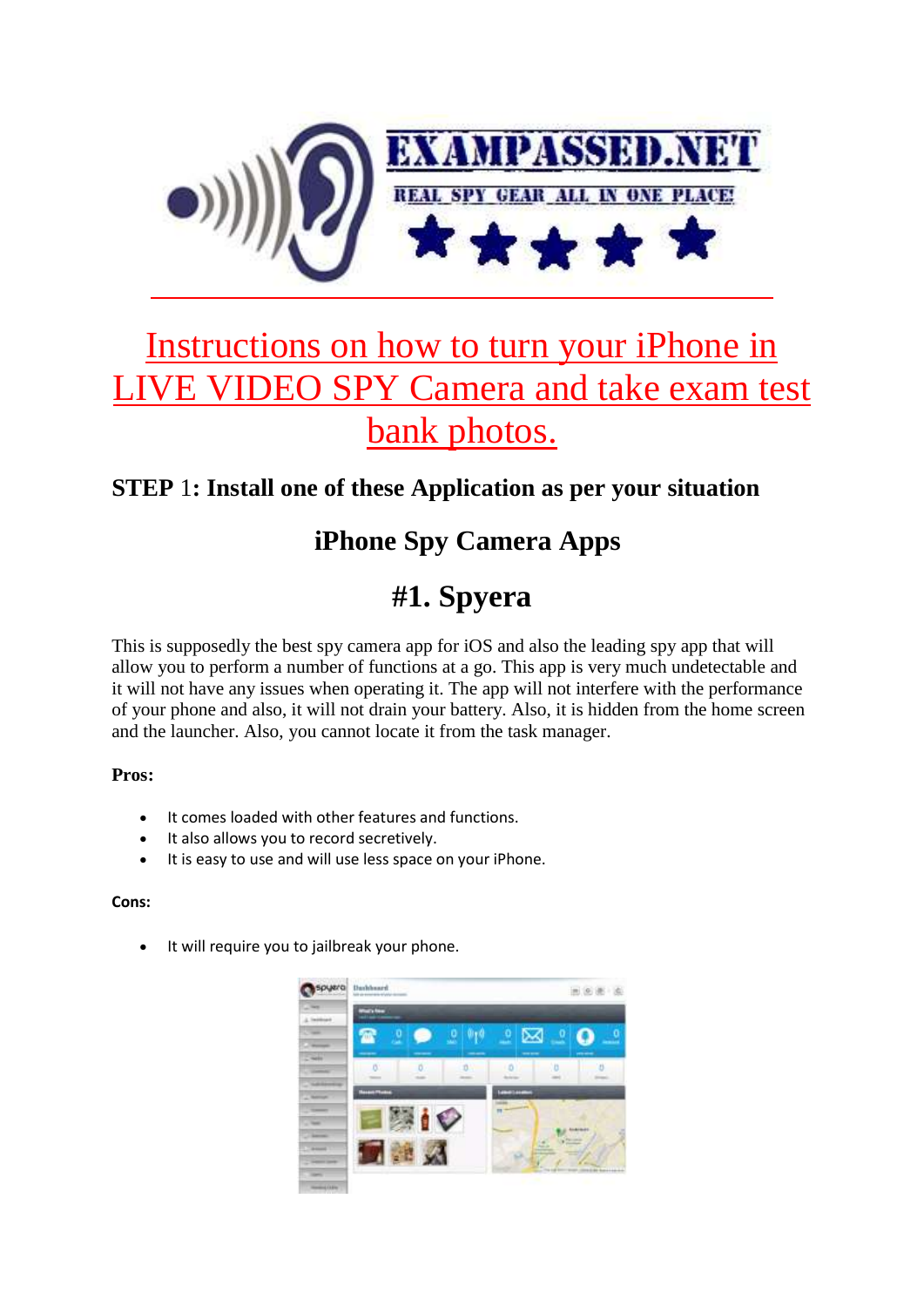EXAMPASSED.NET

REAL SPY GEAR ALL IN ONE PLACE!

# Instructions on how to turn your iPhone in LIVE VIDEO SPY Camera and take exam test bank photos.

**STEP 1: Install one of these Application as per your situation**

## iPhone Spy Camera Apps

## #1. Spyera

This is supposedly the best spy camera app for iOS and also the leading spy app that will allow you to perform a number of functions at a go. This app is very much undetectable and it will not have any issues when operating it. The app will not interfere with the performance of your phone and also, it will not drain your battery. Also, it is hidden from the home screen and the launcher. Also, you cannot locate it from the task manager.

**Pros:**

- It comes loaded with other features and functions.
- It also allows you to record secretively.
- It is easy to use and will use less space on your iPhone.

**Cons:**

- It will require you to jailbreak your phone.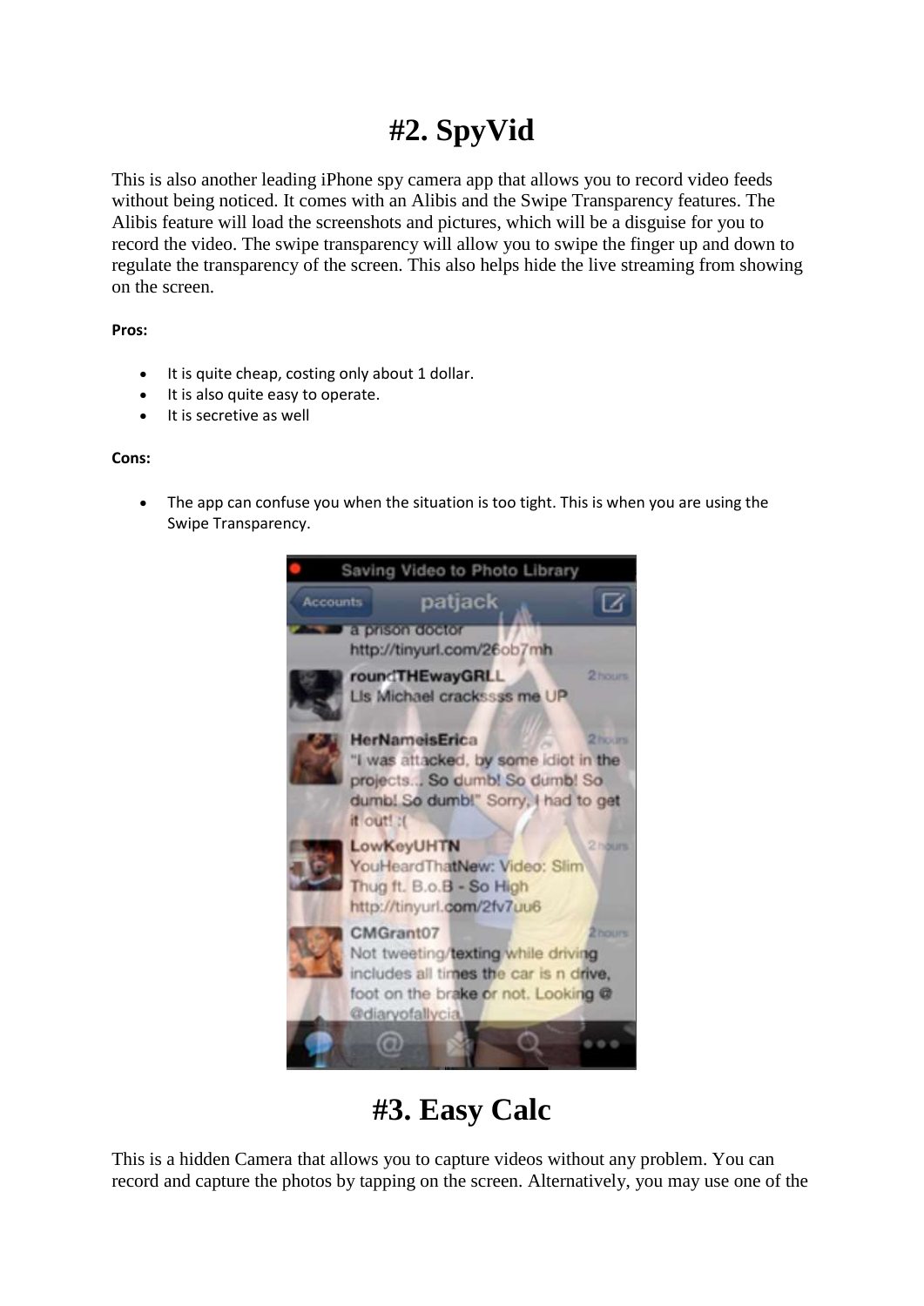# #2. SpyVid

This is also another leading iPhone spy camera app that allows you to record video feeds without being noticed. It comes with an Alibis and the Swipe Transparency features. The Alibis feature will load the screenshots and pictures, which will be a disguise for you to record the video. The swipe transparency will allow you to swipe the finger up and down to regulate the transparency of the screen. This also helps hide the live streaming from showing on the screen.

**Pros:**

- It is quite cheap, costing only about 1 dollar.
- It is also quite easy to operate.
- It is secretive as well

**Cons:**

- The app can confuse you when the situation is too tight. This is when you are using the Swipe Transparency.

# #3. Easy Calc

This is a hidden Camera that allows you to capture videos without any problem. You can record and capture the photos by tapping on the screen. Alternatively, you may use one of the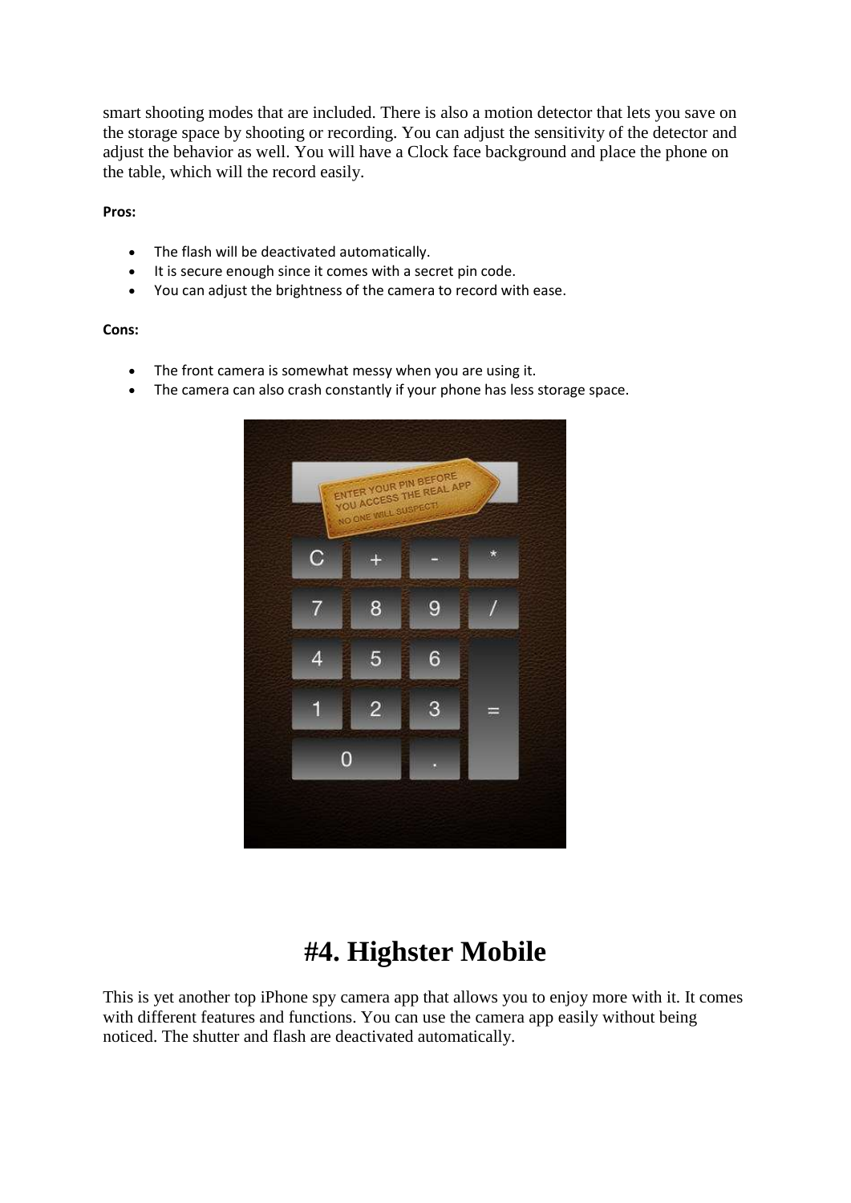smart shooting modes that are included. There is also a motion detector that lets you save on the storage space by shooting or recording. You can adjust the sensitivity of the detector and adjust the behavior as well. You will have a Clock face background and place the phone on the table, which will the record easily.

**Pros:**

- The flash will be deactivated automatically.
- It is secure enough since it comes with a secret pin code.
- You can adjust the brightness of the camera to record with ease.

**Cons:**

- The front camera is somewhat messy when you are using it.
- The camera can also crash constantly if your phone has less storage space.

# #4. Highster Mobile

This is yet another top iPhone spy camera app that allows you to enjoy more with it. It comes with different features and functions. You can use the camera app easily without being noticed. The shutter and flash are deactivated automatically.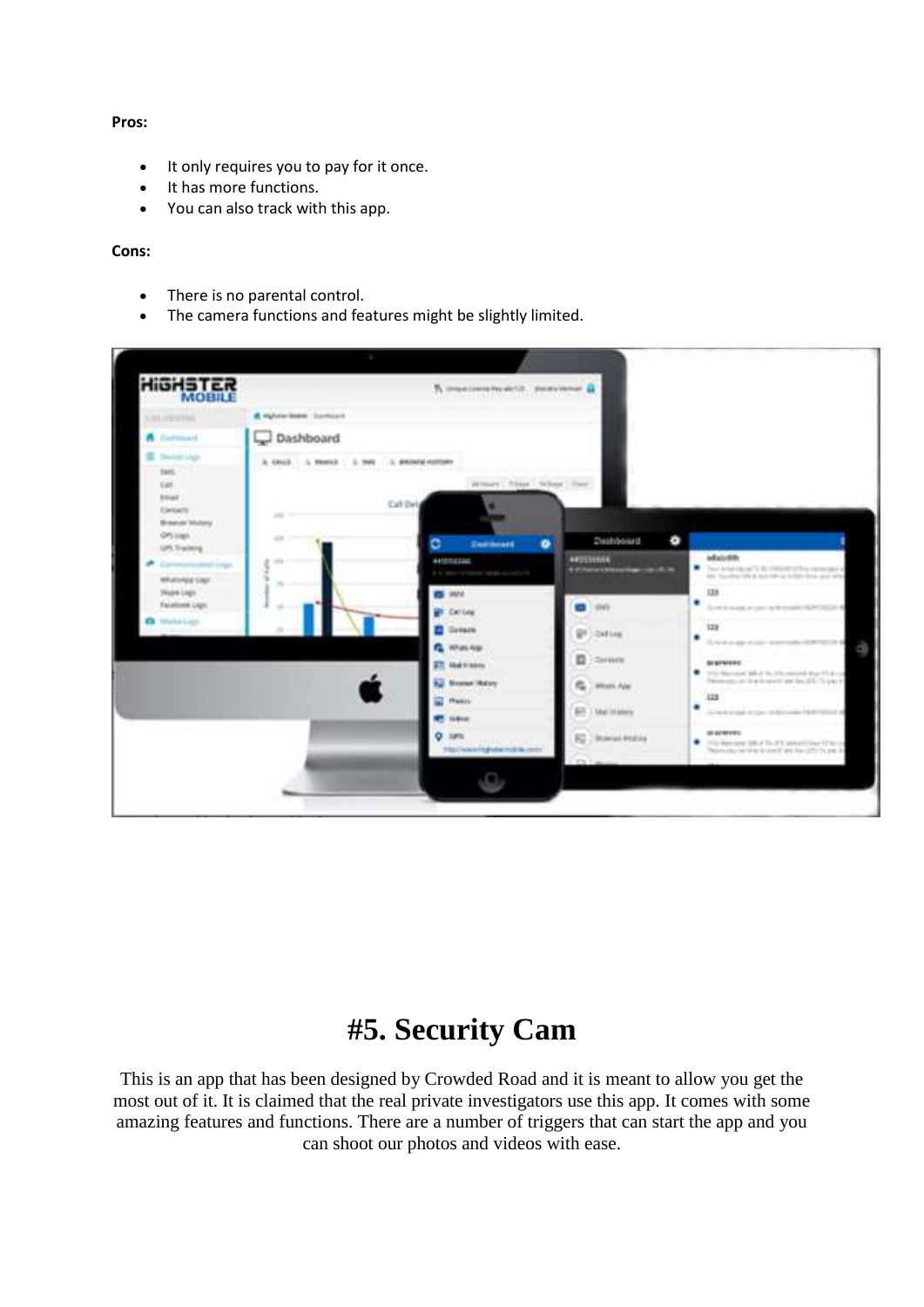**Pros:**

- It only requires you to pay for it once.
- It has more functions.
- You can also track with this app.

**Cons:**

- There is no parental control.
- The camera functions and features might be slightly limited.

# #5. Security Cam

This is an app that has been designed by Crowded Road and it is meant to allow you get the most out of it. It is claimed that the real private investigators use this app. It comes with some amazing features and functions. There are a number of triggers that can start the app and you can shoot our photos and videos with ease.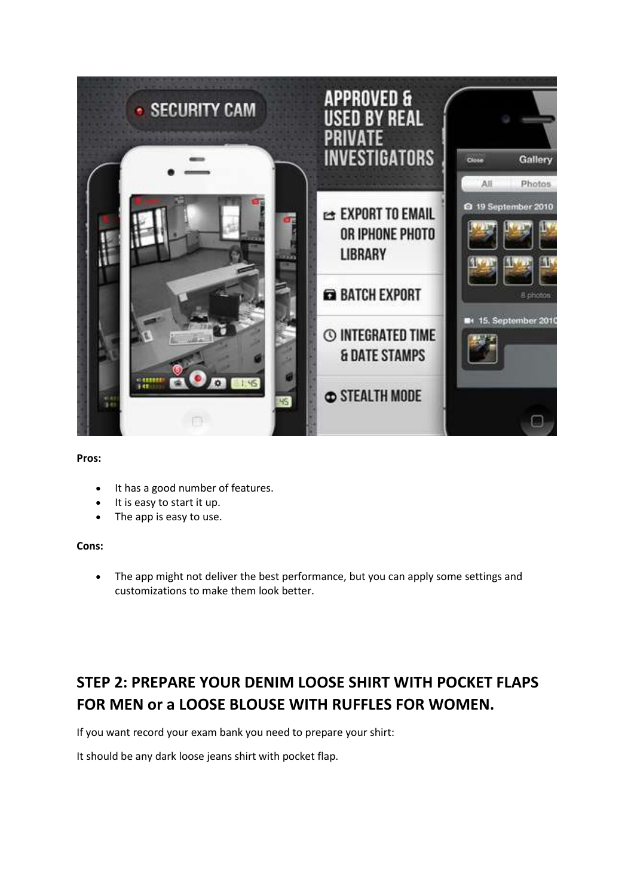**Pros:**

- It has a good number of features.
- It is easy to start it up.
- The app is easy to use.

**Cons:**

- The app might not deliver the best performance, but you can apply some settings and customizations to make them look better.

## STEP 2: PREPARE YOUR DENIM LOOSE SHIRT WITH POCKET FLAPS FOR MEN or a LOOSE BLOUSE WITH RUFFLES FOR WOMEN.

If you want record your exam bank you need to prepare your shirt:

It should be any dark loose jeans shirt with pocket flap.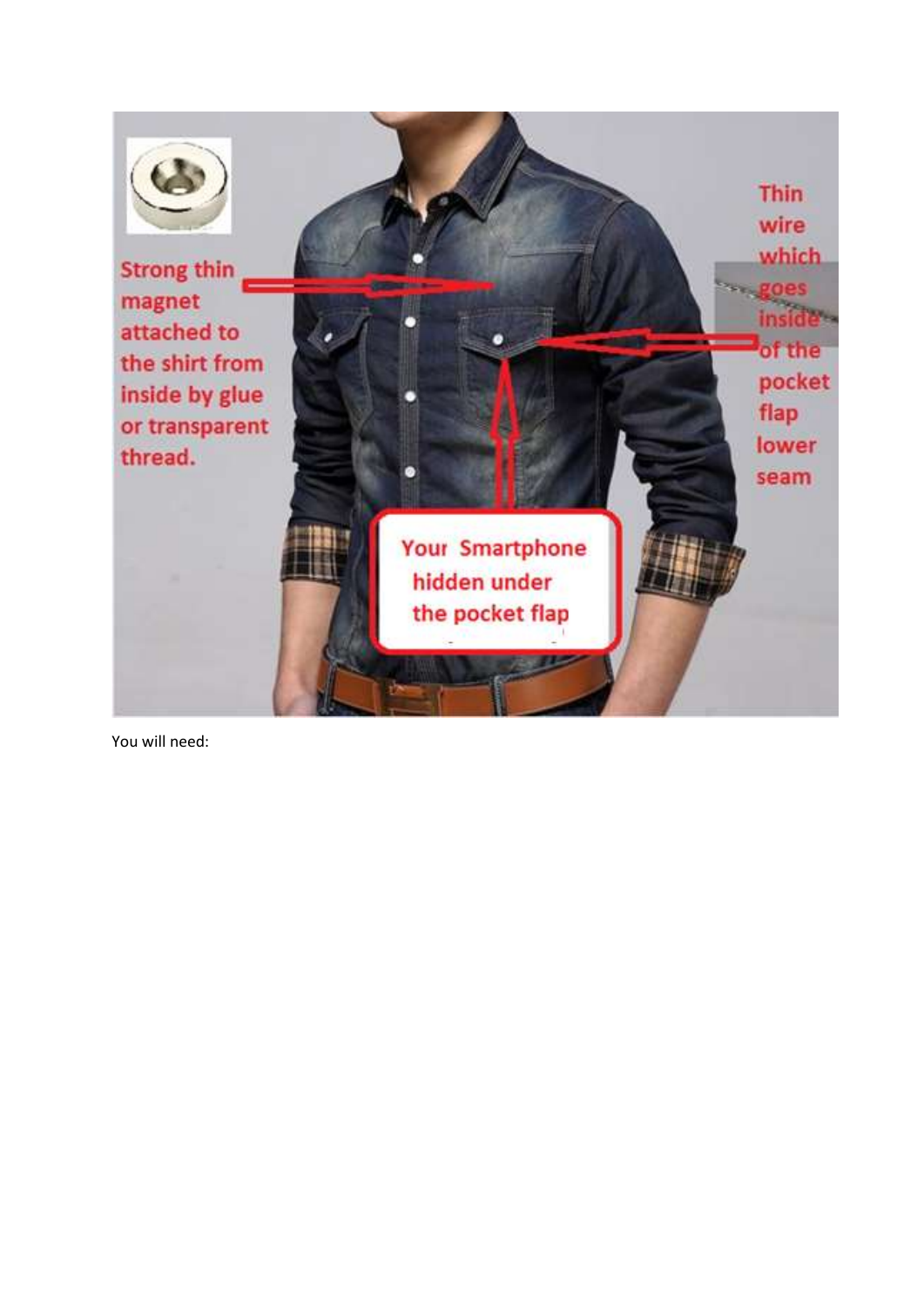Strong thin magnet attached to the shirt from inside by glue or transparent thread.

Thin wire which goes inside of the pocket flap lower seam

Your Smartphone hidden under the pocket flap

You will need: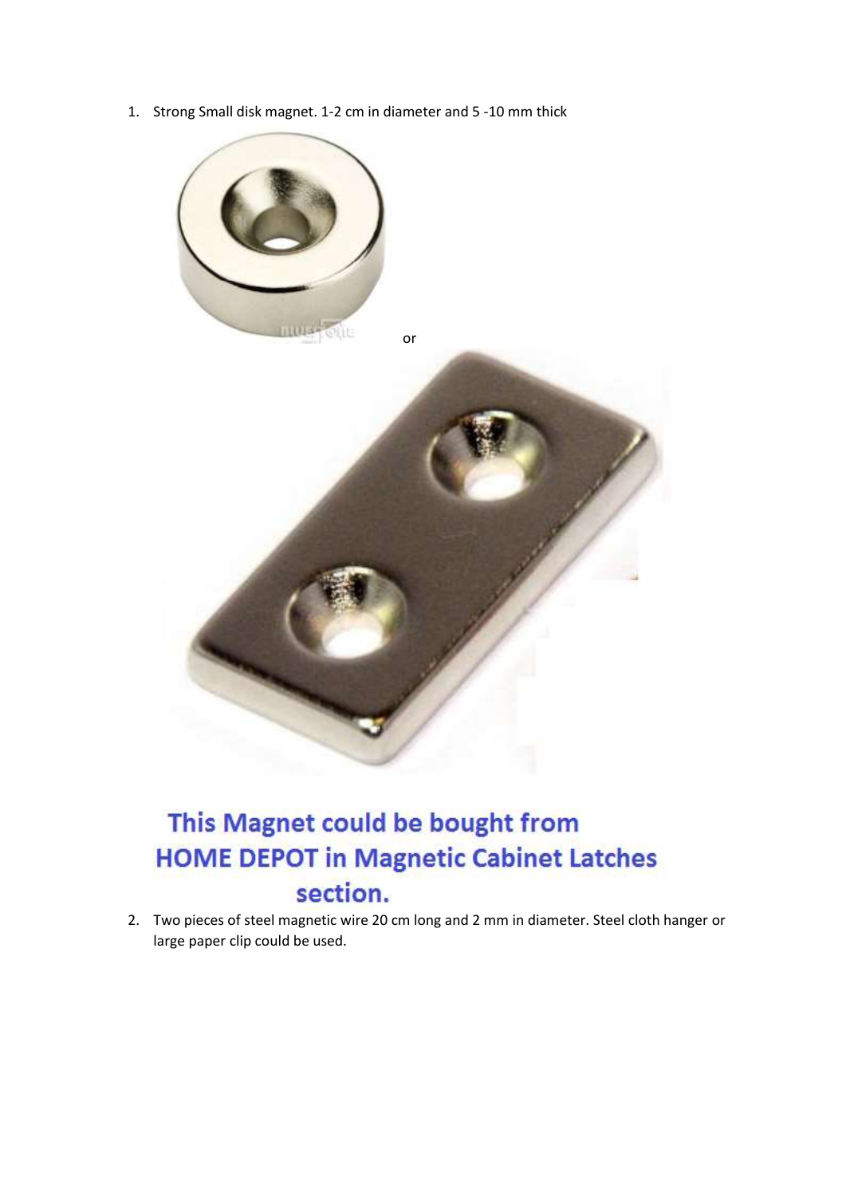1. Strong Small disk magnet. 1-2 cm in diameter and 5 -10 mm thick

or

**This Magnet could be bought from HOME DEPOT in Magnetic Cabinet Latches section.**

2. Two pieces of steel magnetic wire 20 cm long and 2 mm in diameter. Steel cloth hanger or large paper clip could be used.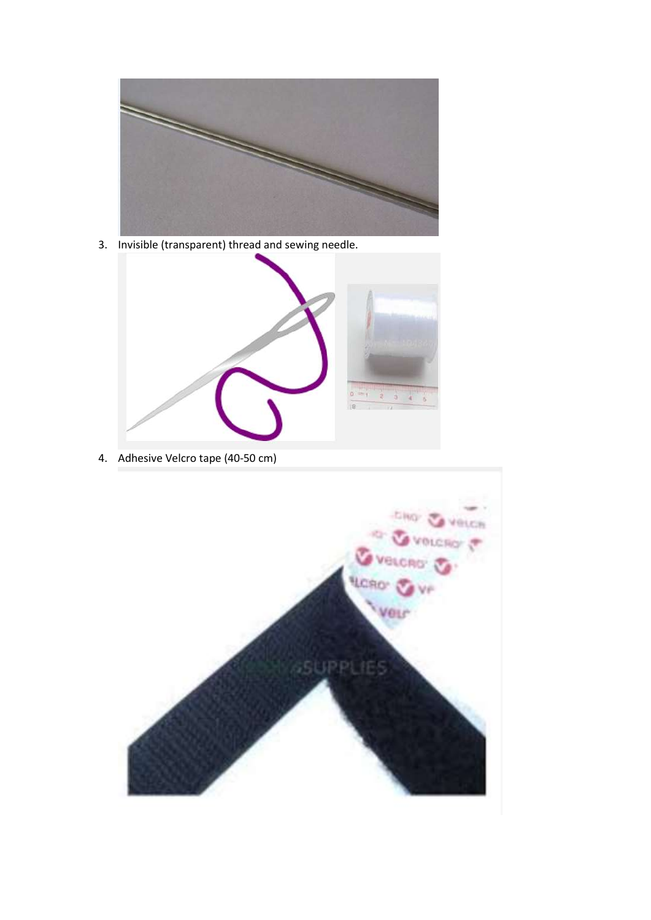3. Invisible (transparent) thread and sewing needle.

4. Adhesive Velcro tape (40-50 cm)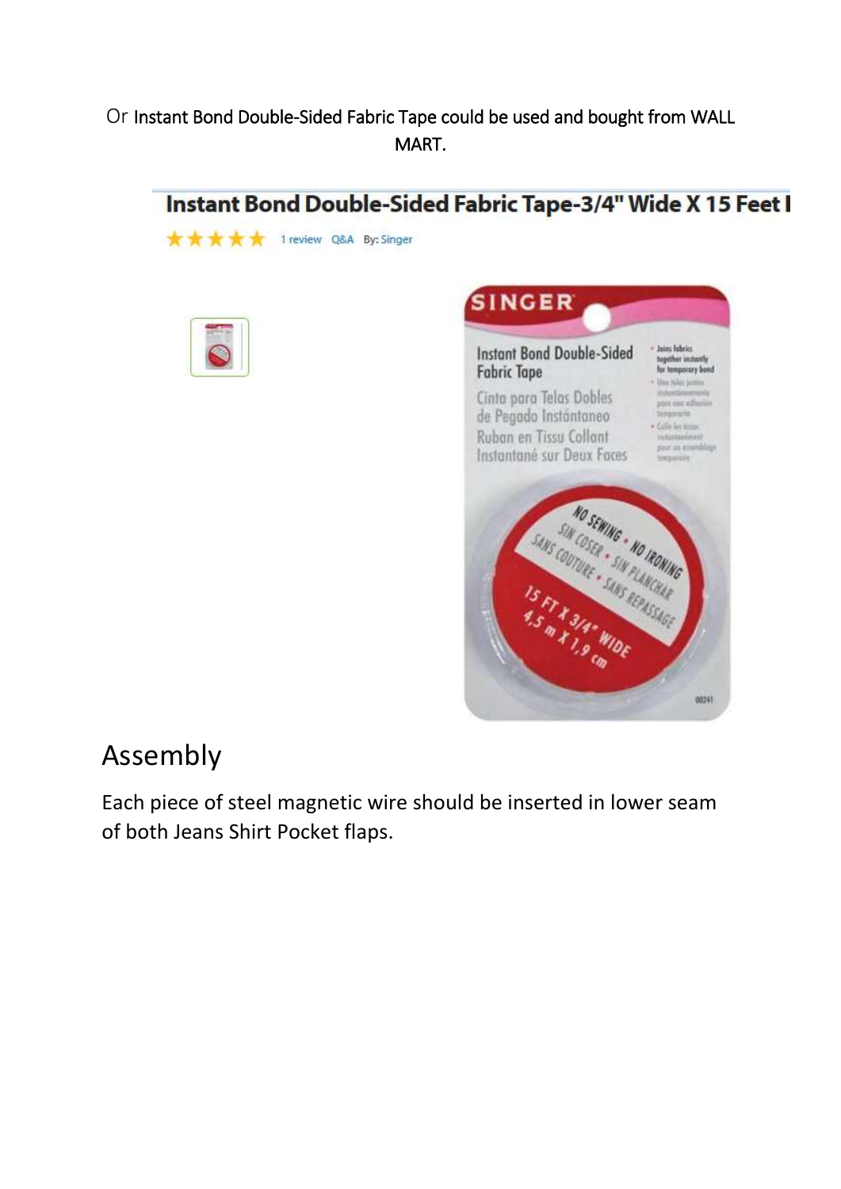Or Instant Bond Double-Sided Fabric Tape could be used and bought from WALL MART.

**Instant Bond Double-Sided Fabric Tape-3/4" Wide X 15 Feet I**

★★★★★ 1 review Q&A By: Singer

## Assembly

Each piece of steel magnetic wire should be inserted in lower seam of both Jeans Shirt Pocket flaps.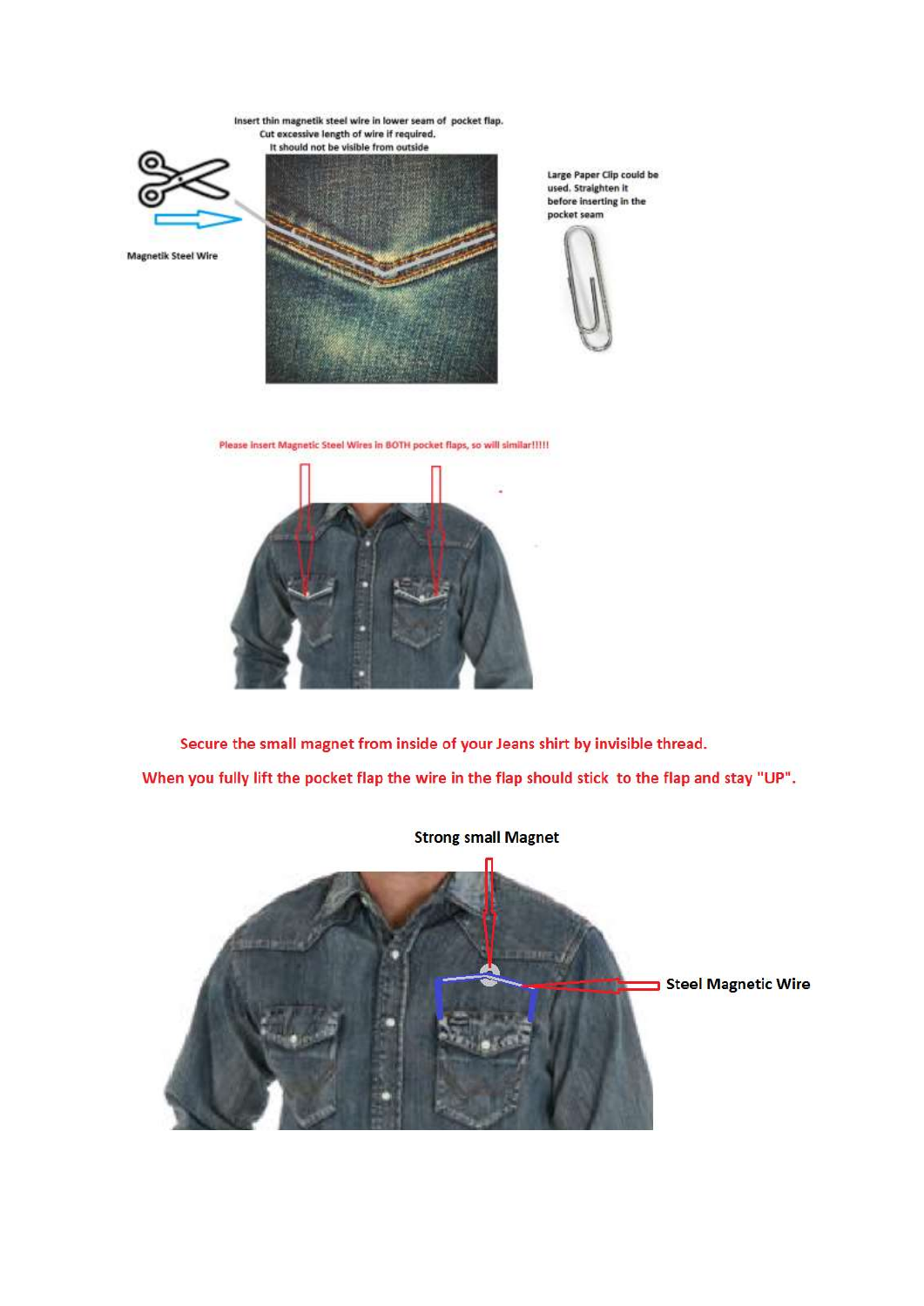Insert thin magnetik steel wire in lower seam of pocket flap.
Cut excessive length of wire if required.
It should not be visible from outside

Magnetik Steel Wire

Large Paper Clip could be used. Straighten it before inserting in the pocket seam

Please insert Magnetic Steel Wires in BOTH pocket flaps, so will similar!!!!!

Secure the small magnet from inside of your Jeans shirt by invisible thread.

When you fully lift the pocket flap the wire in the flap should stick to the flap and stay "UP".

Strong small Magnet

Steel Magnetic Wire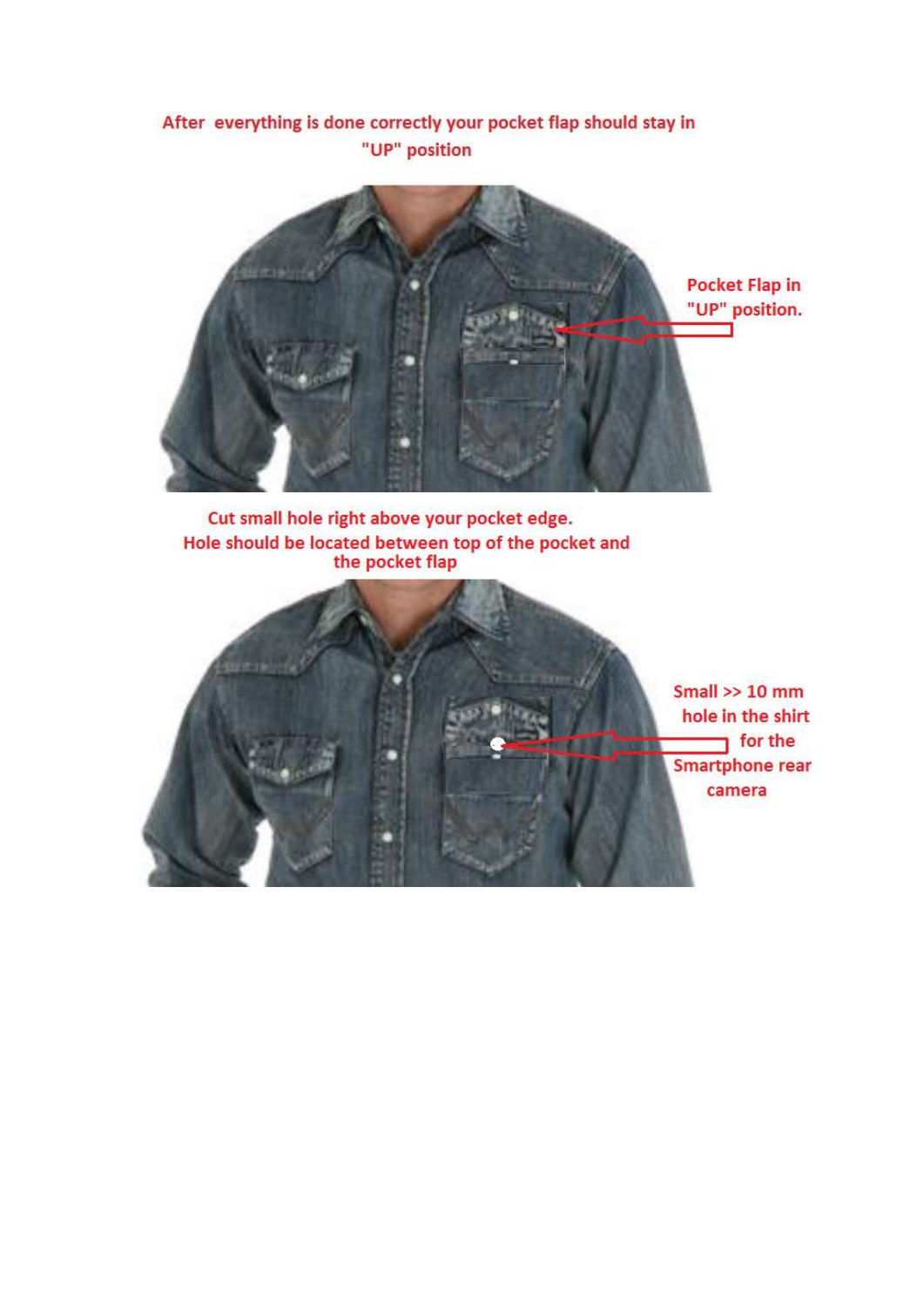After everything is done correctly your pocket flap should stay in "UP" position

Pocket Flap in "UP" position.

Cut small hole right above your pocket edge.
Hole should be located between top of the pocket and the pocket flap

Small >> 10 mm hole in the shirt for the Smartphone rear camera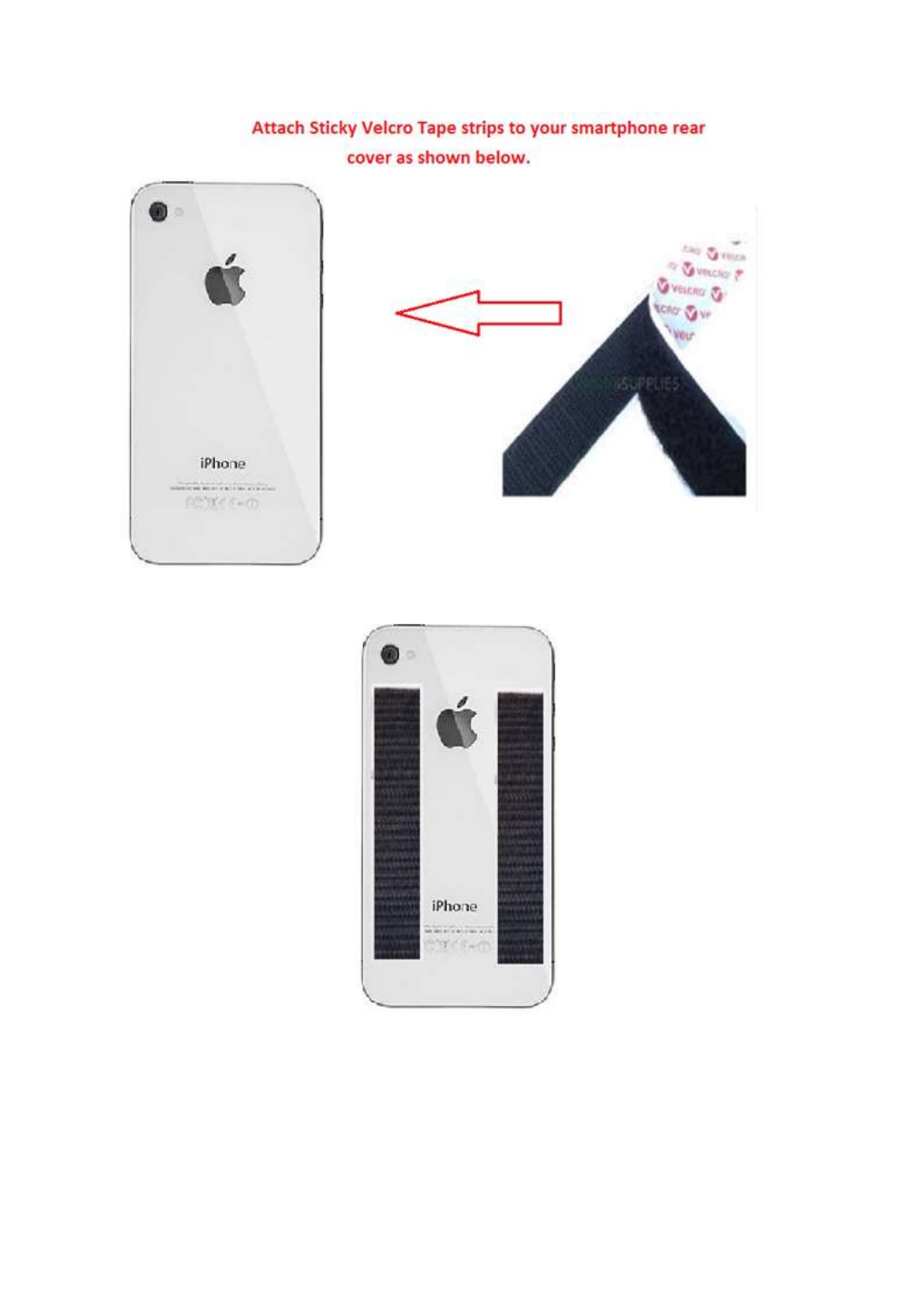Attach Sticky Velcro Tape strips to your smartphone rear cover as shown below.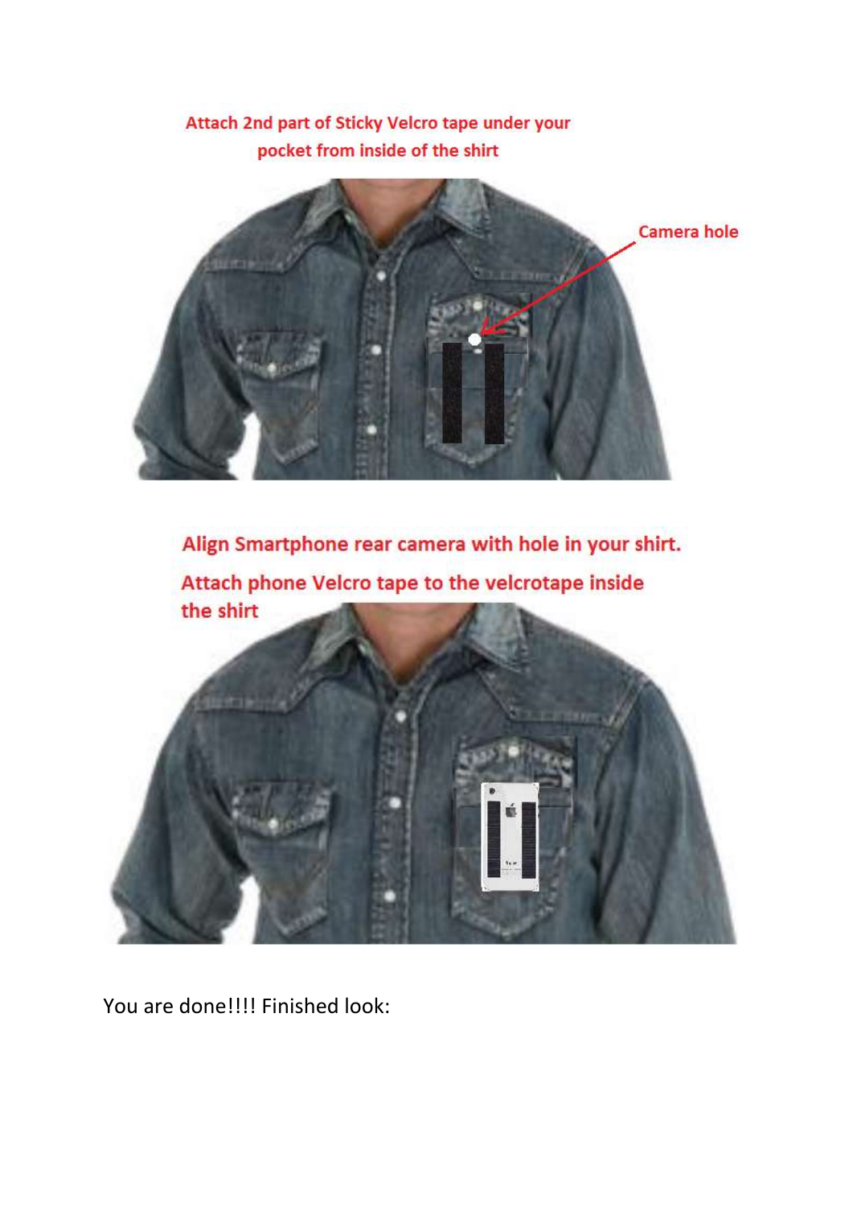Attach 2nd part of Sticky Velcro tape under your pocket from inside of the shirt

Camera hole

Align Smartphone rear camera with hole in your shirt.

Attach phone Velcro tape to the velcrotape inside the shirt

You are done!!!! Finished look: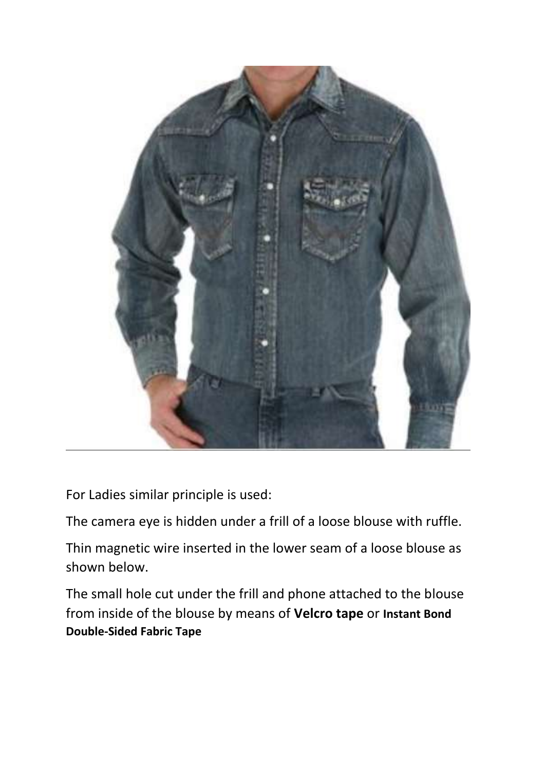For Ladies similar principle is used:

The camera eye is hidden under a frill of a loose blouse with ruffle.

Thin magnetic wire inserted in the lower seam of a loose blouse as shown below.

The small hole cut under the frill and phone attached to the blouse from inside of the blouse by means of **Velcro tape** or **Instant Bond Double-Sided Fabric Tape**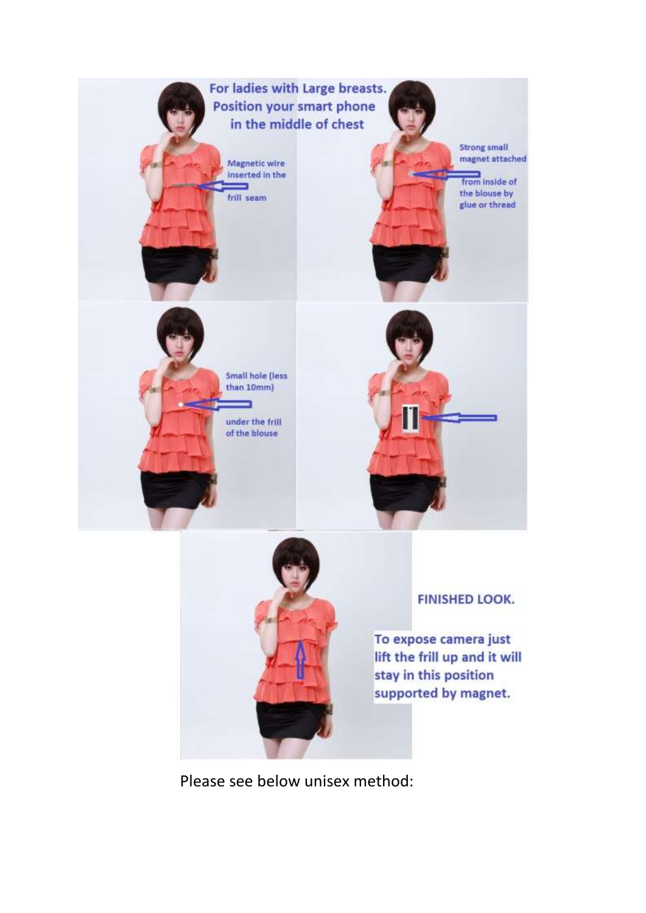For ladies with Large breasts.
Position your smart phone
in the middle of chest

Magnetic wire inserted in the frill seam

Strong small magnet attached from inside of the blouse by glue or thread

Small hole (less than 10mm) under the frill of the blouse

FINISHED LOOK.

To expose camera just lift the frill up and it will stay in this position supported by magnet.

Please see below unisex method: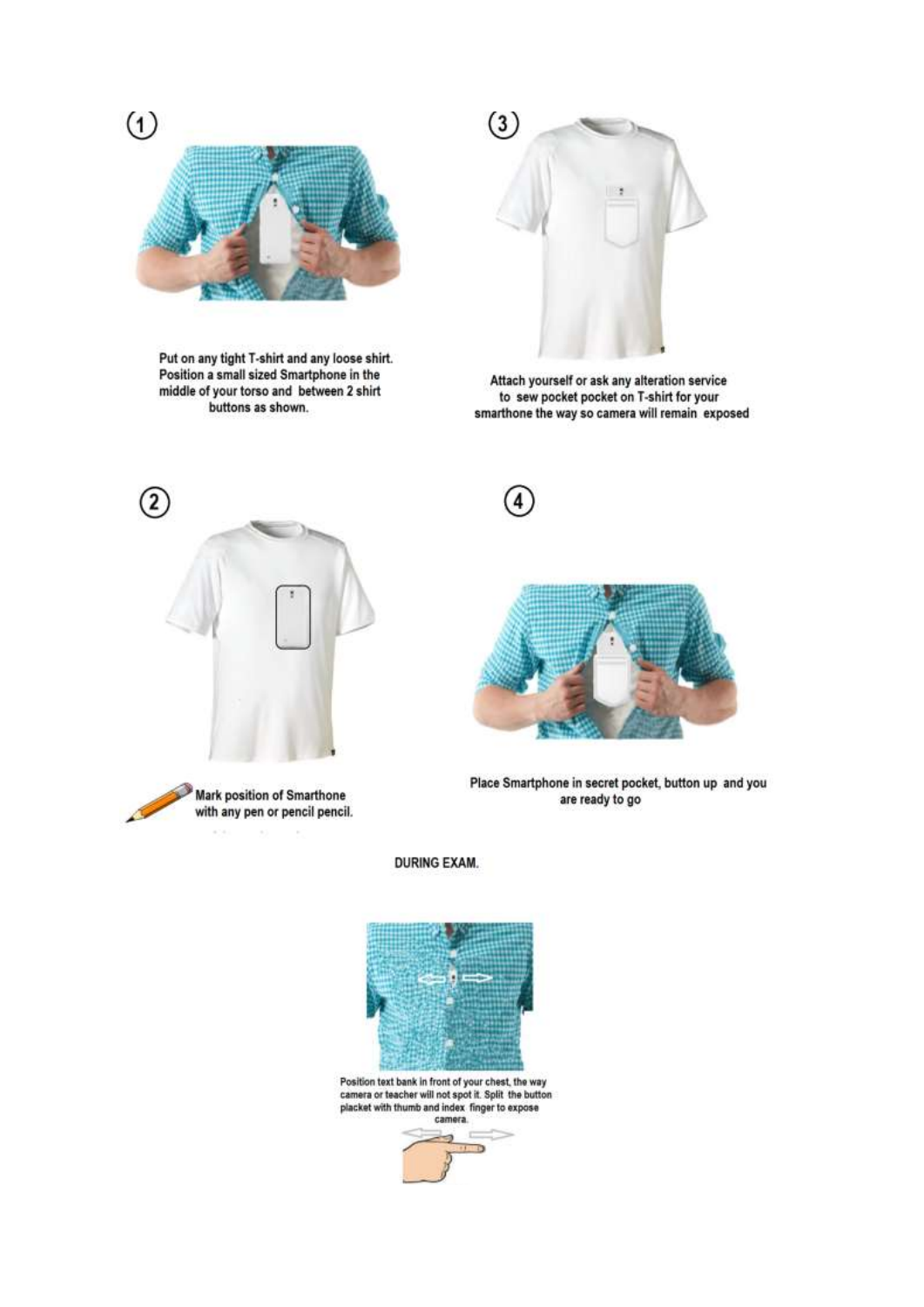1

Put on any tight T-shirt and any loose shirt. Position a small sized Smartphone in the middle of your torso and between 2 shirt buttons as shown.

2

Mark position of Smarthone with any pen or pencil pencil.

3

Attach yourself or ask any alteration service to sew pocket pocket on T-shirt for your smarthone the way so camera will remain exposed

4

Place Smartphone in secret pocket, button up and you are ready to go

DURING EXAM.

Position text bank in front of your chest, the way camera or teacher will not spot it. Split the button placket with thumb and index finger to expose camera.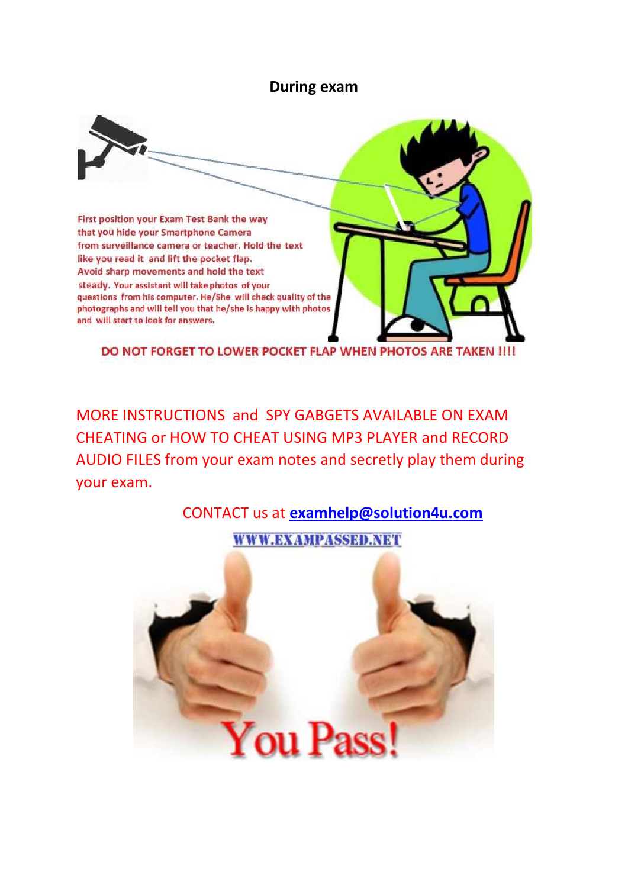## During exam

First position your Exam Test Bank the way that you hide your Smartphone Camera from surveillance camera or teacher. Hold the text like you read it and lift the pocket flap. Avoid sharp movements and hold the text steady. Your assistant will take photos of your questions from his computer. He/She will check quality of the photographs and will tell you that he/she is happy with photos and will start to look for answers.

**DO NOT FORGET TO LOWER POCKET FLAP WHEN PHOTOS ARE TAKEN !!!!**

MORE INSTRUCTIONS and SPY GABGETS AVAILABLE ON EXAM CHEATING or HOW TO CHEAT USING MP3 PLAYER and RECORD AUDIO FILES from your exam notes and secretly play them during your exam.

CONTACT us at examhelp@solution4u.com

WWW.EXAMPASSED.NET

You Pass!